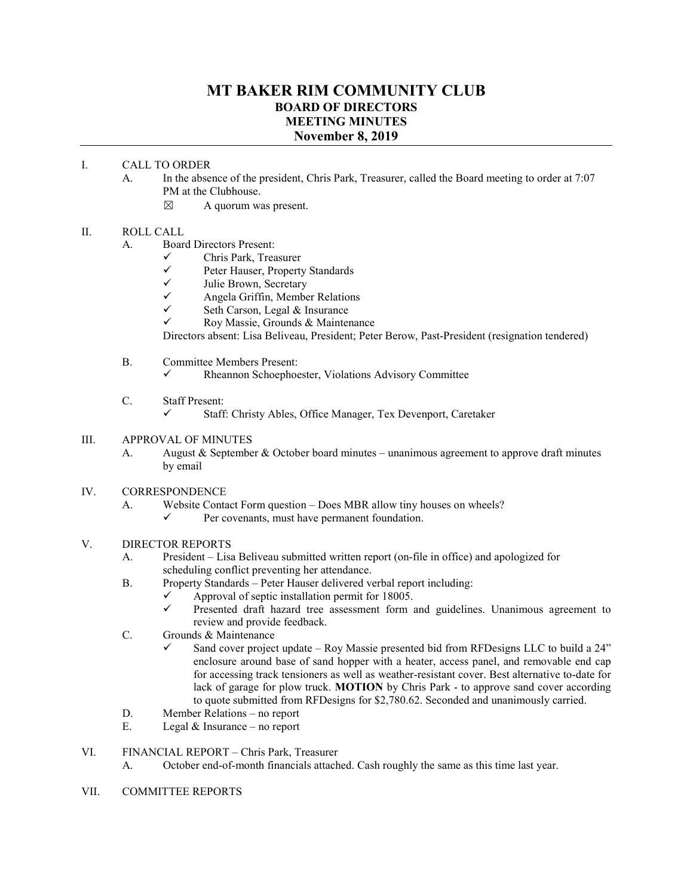# MT BAKER RIM COMMUNITY CLUB
## BOARD OF DIRECTORS
## MEETING MINUTES
## November 8, 2019

I. CALL TO ORDER

A. In the absence of the president, Chris Park, Treasurer, called the Board meeting to order at 7:07 PM at the Clubhouse.

- ☒ A quorum was present.

II. ROLL CALL

A. Board Directors Present:

- ✓ Chris Park, Treasurer
- ✓ Peter Hauser, Property Standards
- ✓ Julie Brown, Secretary
- ✓ Angela Griffin, Member Relations
- ✓ Seth Carson, Legal & Insurance
- ✓ Roy Massie, Grounds & Maintenance

Directors absent: Lisa Beliveau, President; Peter Berow, Past-President (resignation tendered)

B. Committee Members Present:

- ✓ Rheannon Schoephoester, Violations Advisory Committee

C. Staff Present:

- ✓ Staff: Christy Ables, Office Manager, Tex Devenport, Caretaker

III. APPROVAL OF MINUTES

A. August & September & October board minutes – unanimous agreement to approve draft minutes by email

IV. CORRESPONDENCE

A. Website Contact Form question – Does MBR allow tiny houses on wheels?

- ✓ Per covenants, must have permanent foundation.

V. DIRECTOR REPORTS

A. President – Lisa Beliveau submitted written report (on-file in office) and apologized for scheduling conflict preventing her attendance.

B. Property Standards – Peter Hauser delivered verbal report including:

- ✓ Approval of septic installation permit for 18005.
- ✓ Presented draft hazard tree assessment form and guidelines. Unanimous agreement to review and provide feedback.

C. Grounds & Maintenance

- ✓ Sand cover project update – Roy Massie presented bid from RFDesigns LLC to build a 24" enclosure around base of sand hopper with a heater, access panel, and removable end cap for accessing track tensioners as well as weather-resistant cover. Best alternative to-date for lack of garage for plow truck. **MOTION** by Chris Park - to approve sand cover according to quote submitted from RFDesigns for $2,780.62. Seconded and unanimously carried.

D. Member Relations – no report

E. Legal & Insurance – no report

VI. FINANCIAL REPORT – Chris Park, Treasurer

A. October end-of-month financials attached. Cash roughly the same as this time last year.

VII. COMMITTEE REPORTS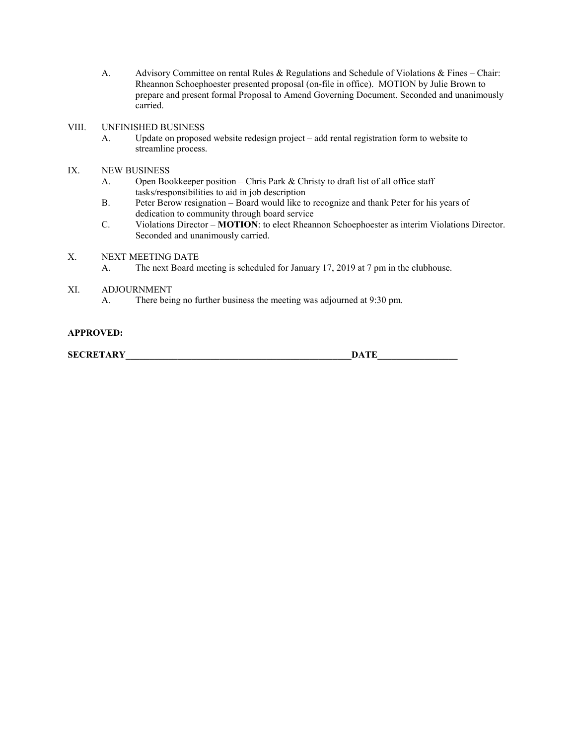A. Advisory Committee on rental Rules & Regulations and Schedule of Violations & Fines – Chair: Rheannon Schoephoester presented proposal (on-file in office). MOTION by Julie Brown to prepare and present formal Proposal to Amend Governing Document. Seconded and unanimously carried.

VIII. UNFINISHED BUSINESS

A. Update on proposed website redesign project – add rental registration form to website to streamline process.

IX. NEW BUSINESS

A. Open Bookkeeper position – Chris Park & Christy to draft list of all office staff tasks/responsibilities to aid in job description

B. Peter Berow resignation – Board would like to recognize and thank Peter for his years of dedication to community through board service

C. Violations Director – **MOTION**: to elect Rheannon Schoephoester as interim Violations Director. Seconded and unanimously carried.

X. NEXT MEETING DATE

A. The next Board meeting is scheduled for January 17, 2019 at 7 pm in the clubhouse.

XI. ADJOURNMENT

A. There being no further business the meeting was adjourned at 9:30 pm.

**APPROVED:**

**SECRETARY**__________________________________________________**DATE**_________________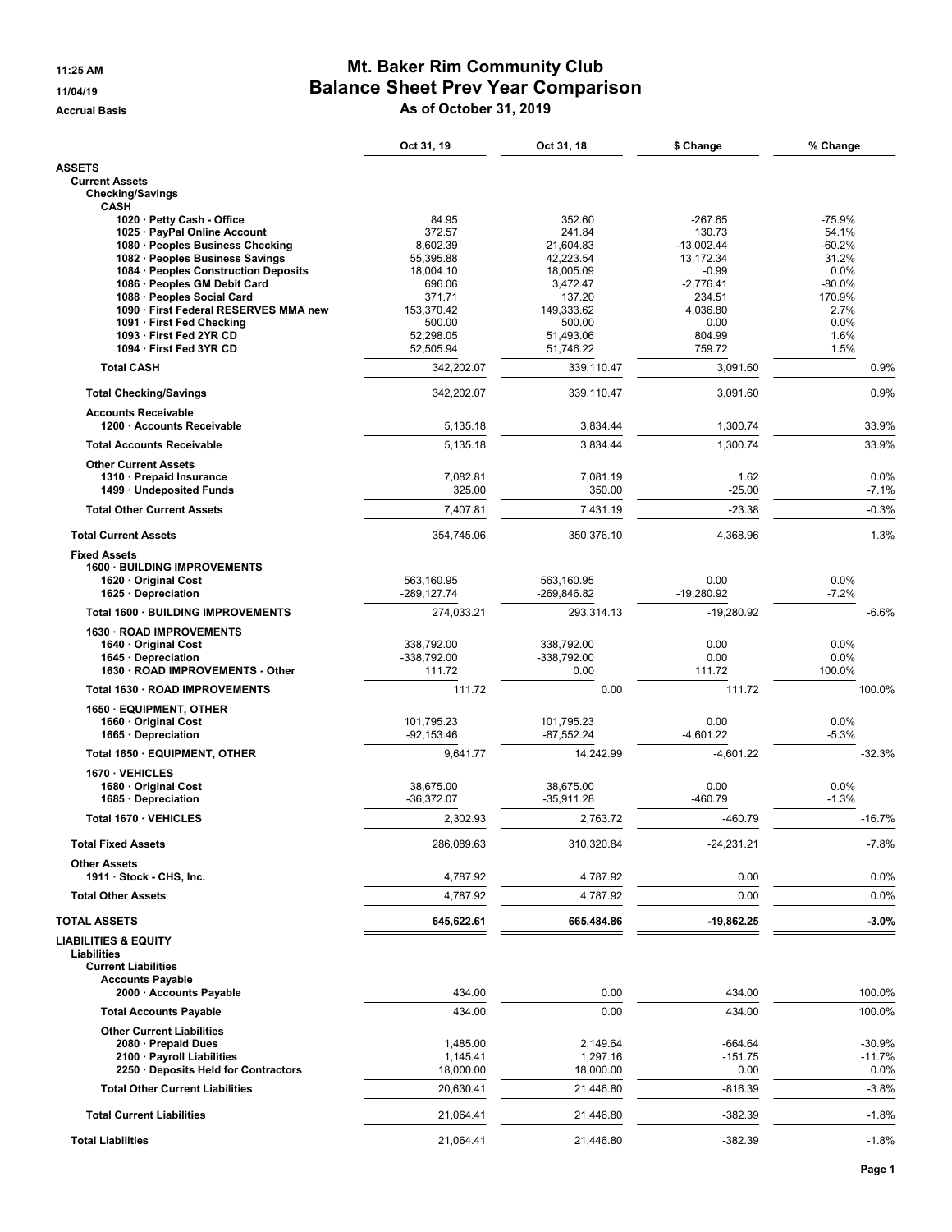**11:25 AM**
**11/04/19**
**Accrual Basis**

# Mt. Baker Rim Community Club
## Balance Sheet Prev Year Comparison
### As of October 31, 2019

| | Oct 31, 19 | Oct 31, 18 | $ Change | % Change |
|---|---|---|---|---|
| **ASSETS** | | | | |
| **Current Assets** | | | | |
| **Checking/Savings** | | | | |
| **CASH** | | | | |
| 1020 · Petty Cash - Office | 84.95 | 352.60 | -267.65 | -75.9% |
| 1025 · PayPal Online Account | 372.57 | 241.84 | 130.73 | 54.1% |
| 1080 · Peoples Business Checking | 8,602.39 | 21,604.83 | -13,002.44 | -60.2% |
| 1082 · Peoples Business Savings | 55,395.88 | 42,223.54 | 13,172.34 | 31.2% |
| 1084 · Peoples Construction Deposits | 18,004.10 | 18,005.09 | -0.99 | 0.0% |
| 1086 · Peoples GM Debit Card | 696.06 | 3,472.47 | -2,776.41 | -80.0% |
| 1088 · Peoples Social Card | 371.71 | 137.20 | 234.51 | 170.9% |
| 1090 · First Federal RESERVES MMA new | 153,370.42 | 149,333.62 | 4,036.80 | 2.7% |
| 1091 · First Fed Checking | 500.00 | 500.00 | 0.00 | 0.0% |
| 1093 · First Fed 2YR CD | 52,298.05 | 51,493.06 | 804.99 | 1.6% |
| 1094 · First Fed 3YR CD | 52,505.94 | 51,746.22 | 759.72 | 1.5% |
| **Total CASH** | 342,202.07 | 339,110.47 | 3,091.60 | 0.9% |
| **Total Checking/Savings** | 342,202.07 | 339,110.47 | 3,091.60 | 0.9% |
| **Accounts Receivable** | | | | |
| 1200 · Accounts Receivable | 5,135.18 | 3,834.44 | 1,300.74 | 33.9% |
| **Total Accounts Receivable** | 5,135.18 | 3,834.44 | 1,300.74 | 33.9% |
| **Other Current Assets** | | | | |
| 1310 · Prepaid Insurance | 7,082.81 | 7,081.19 | 1.62 | 0.0% |
| 1499 · Undeposited Funds | 325.00 | 350.00 | -25.00 | -7.1% |
| **Total Other Current Assets** | 7,407.81 | 7,431.19 | -23.38 | -0.3% |
| **Total Current Assets** | 354,745.06 | 350,376.10 | 4,368.96 | 1.3% |
| **Fixed Assets** | | | | |
| **1600 · BUILDING IMPROVEMENTS** | | | | |
| 1620 · Original Cost | 563,160.95 | 563,160.95 | 0.00 | 0.0% |
| 1625 · Depreciation | -289,127.74 | -269,846.82 | -19,280.92 | -7.2% |
| **Total 1600 · BUILDING IMPROVEMENTS** | 274,033.21 | 293,314.13 | -19,280.92 | -6.6% |
| **1630 · ROAD IMPROVEMENTS** | | | | |
| 1640 · Original Cost | 338,792.00 | 338,792.00 | 0.00 | 0.0% |
| 1645 · Depreciation | -338,792.00 | -338,792.00 | 0.00 | 0.0% |
| 1630 · ROAD IMPROVEMENTS - Other | 111.72 | 0.00 | 111.72 | 100.0% |
| **Total 1630 · ROAD IMPROVEMENTS** | 111.72 | 0.00 | 111.72 | 100.0% |
| **1650 · EQUIPMENT, OTHER** | | | | |
| 1660 · Original Cost | 101,795.23 | 101,795.23 | 0.00 | 0.0% |
| 1665 · Depreciation | -92,153.46 | -87,552.24 | -4,601.22 | -5.3% |
| **Total 1650 · EQUIPMENT, OTHER** | 9,641.77 | 14,242.99 | -4,601.22 | -32.3% |
| **1670 · VEHICLES** | | | | |
| 1680 · Original Cost | 38,675.00 | 38,675.00 | 0.00 | 0.0% |
| 1685 · Depreciation | -36,372.07 | -35,911.28 | -460.79 | -1.3% |
| **Total 1670 · VEHICLES** | 2,302.93 | 2,763.72 | -460.79 | -16.7% |
| **Total Fixed Assets** | 286,089.63 | 310,320.84 | -24,231.21 | -7.8% |
| **Other Assets** | | | | |
| 1911 · Stock - CHS, Inc. | 4,787.92 | 4,787.92 | 0.00 | 0.0% |
| **Total Other Assets** | 4,787.92 | 4,787.92 | 0.00 | 0.0% |
| **TOTAL ASSETS** | **645,622.61** | **665,484.86** | **-19,862.25** | **-3.0%** |
| **LIABILITIES & EQUITY** | | | | |
| **Liabilities** | | | | |
| **Current Liabilities** | | | | |
| **Accounts Payable** | | | | |
| 2000 · Accounts Payable | 434.00 | 0.00 | 434.00 | 100.0% |
| **Total Accounts Payable** | 434.00 | 0.00 | 434.00 | 100.0% |
| **Other Current Liabilities** | | | | |
| 2080 · Prepaid Dues | 1,485.00 | 2,149.64 | -664.64 | -30.9% |
| 2100 · Payroll Liabilities | 1,145.41 | 1,297.16 | -151.75 | -11.7% |
| 2250 · Deposits Held for Contractors | 18,000.00 | 18,000.00 | 0.00 | 0.0% |
| **Total Other Current Liabilities** | 20,630.41 | 21,446.80 | -816.39 | -3.8% |
| **Total Current Liabilities** | 21,064.41 | 21,446.80 | -382.39 | -1.8% |
| **Total Liabilities** | 21,064.41 | 21,446.80 | -382.39 | -1.8% |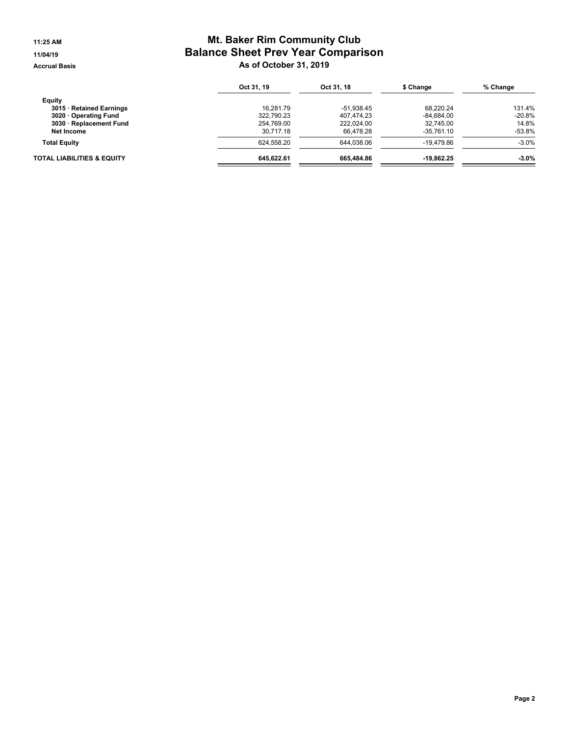11:25 AM

11/04/19

Accrual Basis

# Mt. Baker Rim Community Club
## Balance Sheet Prev Year Comparison
### As of October 31, 2019

| | Oct 31, 19 | Oct 31, 18 | $ Change | % Change |
|---|---|---|---|---|
| **Equity** | | | | |
| **3015 · Retained Earnings** | 16,281.79 | -51,938.45 | 68,220.24 | 131.4% |
| **3020 · Operating Fund** | 322,790.23 | 407,474.23 | -84,684.00 | -20.8% |
| **3030 · Replacement Fund** | 254,769.00 | 222,024.00 | 32,745.00 | 14.8% |
| **Net Income** | 30,717.18 | 66,478.28 | -35,761.10 | -53.8% |
| **Total Equity** | 624,558.20 | 644,038.06 | -19,479.86 | -3.0% |
| **TOTAL LIABILITIES & EQUITY** | **645,622.61** | **665,484.86** | **-19,862.25** | **-3.0%** |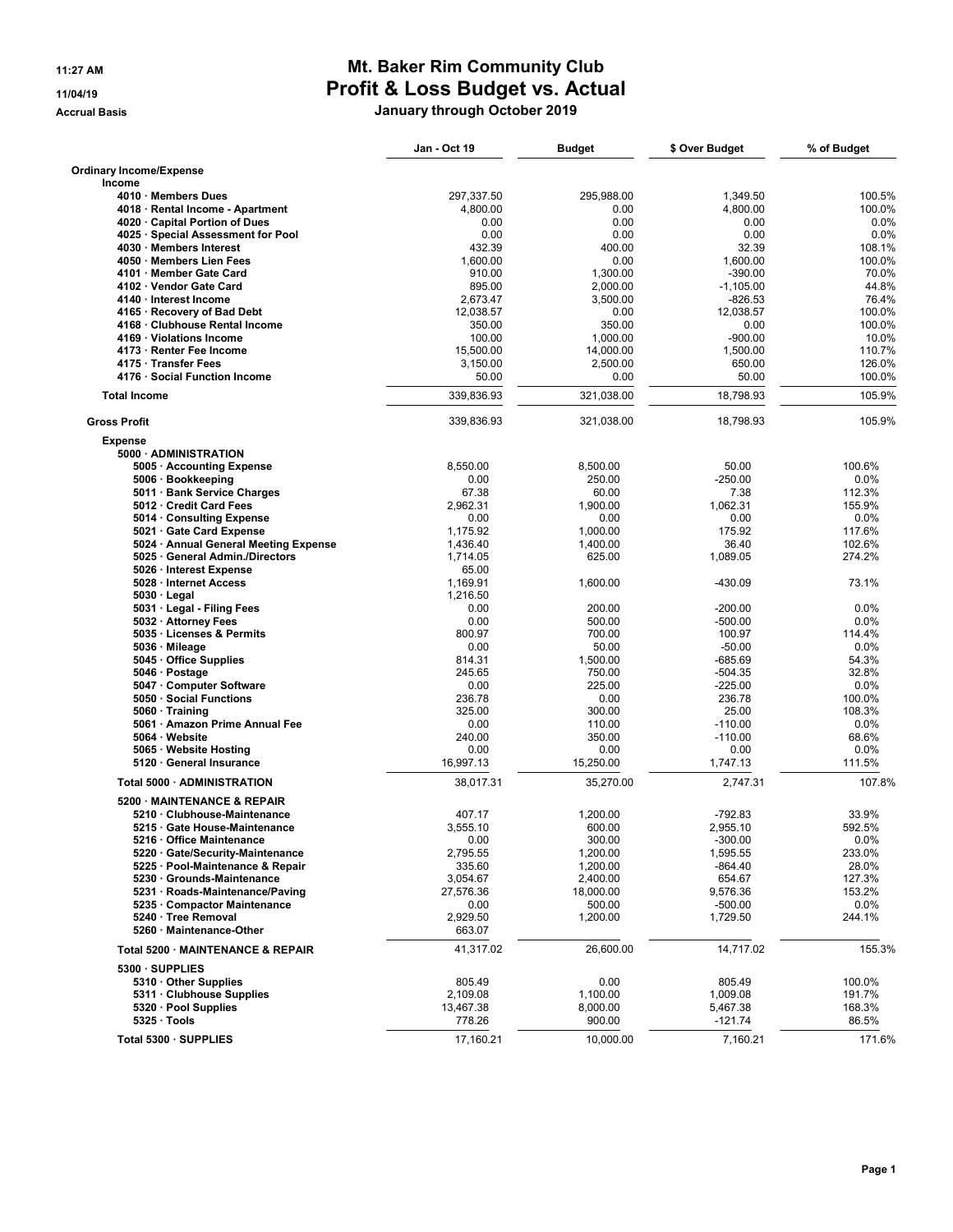11:27 AM

11/04/19

Accrual Basis

# Mt. Baker Rim Community Club
## Profit & Loss Budget vs. Actual
### January through October 2019

| | Jan - Oct 19 | Budget | $ Over Budget | % of Budget |
|---|---|---|---|---|
| **Ordinary Income/Expense** | | | | |
| **Income** | | | | |
| **4010 · Members Dues** | 297,337.50 | 295,988.00 | 1,349.50 | 100.5% |
| **4018 · Rental Income - Apartment** | 4,800.00 | 0.00 | 4,800.00 | 100.0% |
| **4020 · Capital Portion of Dues** | 0.00 | 0.00 | 0.00 | 0.0% |
| **4025 · Special Assessment for Pool** | 0.00 | 0.00 | 0.00 | 0.0% |
| **4030 · Members Interest** | 432.39 | 400.00 | 32.39 | 108.1% |
| **4050 · Members Lien Fees** | 1,600.00 | 0.00 | 1,600.00 | 100.0% |
| **4101 · Member Gate Card** | 910.00 | 1,300.00 | -390.00 | 70.0% |
| **4102 · Vendor Gate Card** | 895.00 | 2,000.00 | -1,105.00 | 44.8% |
| **4140 · Interest Income** | 2,673.47 | 3,500.00 | -826.53 | 76.4% |
| **4165 · Recovery of Bad Debt** | 12,038.57 | 0.00 | 12,038.57 | 100.0% |
| **4168 · Clubhouse Rental Income** | 350.00 | 350.00 | 0.00 | 100.0% |
| **4169 · Violations Income** | 100.00 | 1,000.00 | -900.00 | 10.0% |
| **4173 · Renter Fee Income** | 15,500.00 | 14,000.00 | 1,500.00 | 110.7% |
| **4175 · Transfer Fees** | 3,150.00 | 2,500.00 | 650.00 | 126.0% |
| **4176 · Social Function Income** | 50.00 | 0.00 | 50.00 | 100.0% |
| **Total Income** | 339,836.93 | 321,038.00 | 18,798.93 | 105.9% |
| **Gross Profit** | 339,836.93 | 321,038.00 | 18,798.93 | 105.9% |
| **Expense** | | | | |
| **5000 · ADMINISTRATION** | | | | |
| **5005 · Accounting Expense** | 8,550.00 | 8,500.00 | 50.00 | 100.6% |
| **5006 · Bookkeeping** | 0.00 | 250.00 | -250.00 | 0.0% |
| **5011 · Bank Service Charges** | 67.38 | 60.00 | 7.38 | 112.3% |
| **5012 · Credit Card Fees** | 2,962.31 | 1,900.00 | 1,062.31 | 155.9% |
| **5014 · Consulting Expense** | 0.00 | 0.00 | 0.00 | 0.0% |
| **5021 · Gate Card Expense** | 1,175.92 | 1,000.00 | 175.92 | 117.6% |
| **5024 · Annual General Meeting Expense** | 1,436.40 | 1,400.00 | 36.40 | 102.6% |
| **5025 · General Admin./Directors** | 1,714.05 | 625.00 | 1,089.05 | 274.2% |
| **5026 · Interest Expense** | 65.00 | | | |
| **5028 · Internet Access** | 1,169.91 | 1,600.00 | -430.09 | 73.1% |
| **5030 · Legal** | 1,216.50 | | | |
| **5031 · Legal - Filing Fees** | 0.00 | 200.00 | -200.00 | 0.0% |
| **5032 · Attorney Fees** | 0.00 | 500.00 | -500.00 | 0.0% |
| **5035 · Licenses & Permits** | 800.97 | 700.00 | 100.97 | 114.4% |
| **5036 · Mileage** | 0.00 | 50.00 | -50.00 | 0.0% |
| **5045 · Office Supplies** | 814.31 | 1,500.00 | -685.69 | 54.3% |
| **5046 · Postage** | 245.65 | 750.00 | -504.35 | 32.8% |
| **5047 · Computer Software** | 0.00 | 225.00 | -225.00 | 0.0% |
| **5050 · Social Functions** | 236.78 | 0.00 | 236.78 | 100.0% |
| **5060 · Training** | 325.00 | 300.00 | 25.00 | 108.3% |
| **5061 · Amazon Prime Annual Fee** | 0.00 | 110.00 | -110.00 | 0.0% |
| **5064 · Website** | 240.00 | 350.00 | -110.00 | 68.6% |
| **5065 · Website Hosting** | 0.00 | 0.00 | 0.00 | 0.0% |
| **5120 · General Insurance** | 16,997.13 | 15,250.00 | 1,747.13 | 111.5% |
| **Total 5000 · ADMINISTRATION** | 38,017.31 | 35,270.00 | 2,747.31 | 107.8% |
| **5200 · MAINTENANCE & REPAIR** | | | | |
| **5210 · Clubhouse-Maintenance** | 407.17 | 1,200.00 | -792.83 | 33.9% |
| **5215 · Gate House-Maintenance** | 3,555.10 | 600.00 | 2,955.10 | 592.5% |
| **5216 · Office Maintenance** | 0.00 | 300.00 | -300.00 | 0.0% |
| **5220 · Gate/Security-Maintenance** | 2,795.55 | 1,200.00 | 1,595.55 | 233.0% |
| **5225 · Pool-Maintenance & Repair** | 335.60 | 1,200.00 | -864.40 | 28.0% |
| **5230 · Grounds-Maintenance** | 3,054.67 | 2,400.00 | 654.67 | 127.3% |
| **5231 · Roads-Maintenance/Paving** | 27,576.36 | 18,000.00 | 9,576.36 | 153.2% |
| **5235 · Compactor Maintenance** | 0.00 | 500.00 | -500.00 | 0.0% |
| **5240 · Tree Removal** | 2,929.50 | 1,200.00 | 1,729.50 | 244.1% |
| **5260 · Maintenance-Other** | 663.07 | | | |
| **Total 5200 · MAINTENANCE & REPAIR** | 41,317.02 | 26,600.00 | 14,717.02 | 155.3% |
| **5300 · SUPPLIES** | | | | |
| **5310 · Other Supplies** | 805.49 | 0.00 | 805.49 | 100.0% |
| **5311 · Clubhouse Supplies** | 2,109.08 | 1,100.00 | 1,009.08 | 191.7% |
| **5320 · Pool Supplies** | 13,467.38 | 8,000.00 | 5,467.38 | 168.3% |
| **5325 · Tools** | 778.26 | 900.00 | -121.74 | 86.5% |
| **Total 5300 · SUPPLIES** | 17,160.21 | 10,000.00 | 7,160.21 | 171.6% |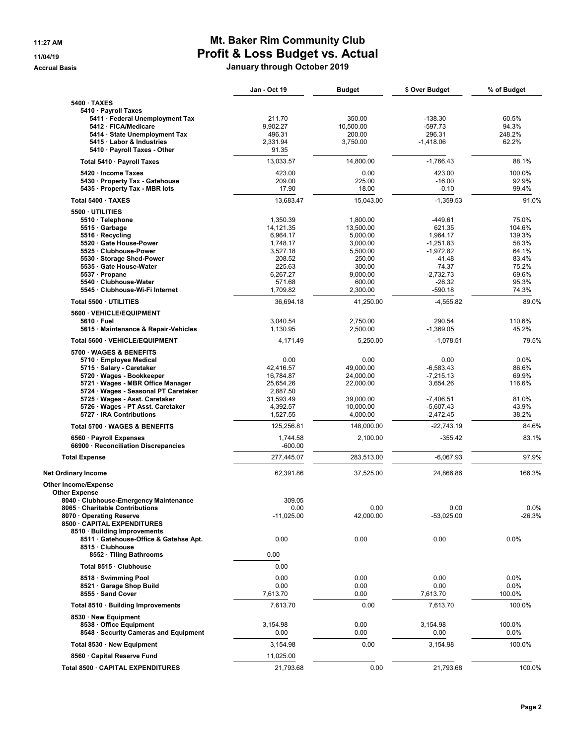# Mt. Baker Rim Community Club
## Profit & Loss Budget vs. Actual
### January through October 2019

11:27 AM
11/04/19
Accrual Basis

| | Jan - Oct 19 | Budget | $ Over Budget | % of Budget |
|---|---|---|---|---|
| **5400 · TAXES** | | | | |
| 5410 · Payroll Taxes | | | | |
| 5411 · Federal Unemployment Tax | 211.70 | 350.00 | -138.30 | 60.5% |
| 5412 · FICA/Medicare | 9,902.27 | 10,500.00 | -597.73 | 94.3% |
| 5414 · State Unemployment Tax | 496.31 | 200.00 | 296.31 | 248.2% |
| 5415 · Labor & Industries | 2,331.94 | 3,750.00 | -1,418.06 | 62.2% |
| 5410 · Payroll Taxes - Other | 91.35 | | | |
| Total 5410 · Payroll Taxes | 13,033.57 | 14,800.00 | -1,766.43 | 88.1% |
| 5420 · Income Taxes | 423.00 | 0.00 | 423.00 | 100.0% |
| 5430 · Property Tax - Gatehouse | 209.00 | 225.00 | -16.00 | 92.9% |
| 5435 · Property Tax - MBR lots | 17.90 | 18.00 | -0.10 | 99.4% |
| **Total 5400 · TAXES** | 13,683.47 | 15,043.00 | -1,359.53 | 91.0% |
| **5500 · UTILITIES** | | | | |
| 5510 · Telephone | 1,350.39 | 1,800.00 | -449.61 | 75.0% |
| 5515 · Garbage | 14,121.35 | 13,500.00 | 621.35 | 104.6% |
| 5516 · Recycling | 6,964.17 | 5,000.00 | 1,964.17 | 139.3% |
| 5520 · Gate House-Power | 1,748.17 | 3,000.00 | -1,251.83 | 58.3% |
| 5525 · Clubhouse-Power | 3,527.18 | 5,500.00 | -1,972.82 | 64.1% |
| 5530 · Storage Shed-Power | 208.52 | 250.00 | -41.48 | 83.4% |
| 5535 · Gate House-Water | 225.63 | 300.00 | -74.37 | 75.2% |
| 5537 · Propane | 6,267.27 | 9,000.00 | -2,732.73 | 69.6% |
| 5540 · Clubhouse-Water | 571.68 | 600.00 | -28.32 | 95.3% |
| 5545 · Clubhouse-Wi-Fi Internet | 1,709.82 | 2,300.00 | -590.18 | 74.3% |
| **Total 5500 · UTILITIES** | 36,694.18 | 41,250.00 | -4,555.82 | 89.0% |
| **5600 · VEHICLE/EQUIPMENT** | | | | |
| 5610 · Fuel | 3,040.54 | 2,750.00 | 290.54 | 110.6% |
| 5615 · Maintenance & Repair-Vehicles | 1,130.95 | 2,500.00 | -1,369.05 | 45.2% |
| **Total 5600 · VEHICLE/EQUIPMENT** | 4,171.49 | 5,250.00 | -1,078.51 | 79.5% |
| **5700 · WAGES & BENEFITS** | | | | |
| 5710 · Employee Medical | 0.00 | 0.00 | 0.00 | 0.0% |
| 5715 · Salary - Caretaker | 42,416.57 | 49,000.00 | -6,583.43 | 86.6% |
| 5720 · Wages - Bookkeeper | 16,784.87 | 24,000.00 | -7,215.13 | 69.9% |
| 5721 · Wages - MBR Office Manager | 25,654.26 | 22,000.00 | 3,654.26 | 116.6% |
| 5724 · Wages - Seasonal PT Caretaker | 2,887.50 | | | |
| 5725 · Wages - Asst. Caretaker | 31,593.49 | 39,000.00 | -7,406.51 | 81.0% |
| 5726 · Wages - PT Asst. Caretaker | 4,392.57 | 10,000.00 | -5,607.43 | 43.9% |
| 5727 · IRA Contributions | 1,527.55 | 4,000.00 | -2,472.45 | 38.2% |
| **Total 5700 · WAGES & BENEFITS** | 125,256.81 | 148,000.00 | -22,743.19 | 84.6% |
| 6560 · Payroll Expenses | 1,744.58 | 2,100.00 | -355.42 | 83.1% |
| 66900 · Reconciliation Discrepancies | -600.00 | | | |
| **Total Expense** | 277,445.07 | 283,513.00 | -6,067.93 | 97.9% |
| **Net Ordinary Income** | 62,391.86 | 37,525.00 | 24,866.86 | 166.3% |
| **Other Income/Expense** | | | | |
| **Other Expense** | | | | |
| 8040 · Clubhouse-Emergency Maintenance | 309.05 | | | |
| 8065 · Charitable Contributions | 0.00 | 0.00 | 0.00 | 0.0% |
| 8070 · Operating Reserve | -11,025.00 | 42,000.00 | -53,025.00 | -26.3% |
| **8500 · CAPITAL EXPENDITURES** | | | | |
| 8510 · Building Improvements | | | | |
| 8511 · Gatehouse-Office & Gatehse Apt. | 0.00 | 0.00 | 0.00 | 0.0% |
| 8515 · Clubhouse | | | | |
| 8552 · Tiling Bathrooms | 0.00 | | | |
| Total 8515 · Clubhouse | 0.00 | | | |
| 8518 · Swimming Pool | 0.00 | 0.00 | 0.00 | 0.0% |
| 8521 · Garage Shop Build | 0.00 | 0.00 | 0.00 | 0.0% |
| 8555 · Sand Cover | 7,613.70 | 0.00 | 7,613.70 | 100.0% |
| Total 8510 · Building Improvements | 7,613.70 | 0.00 | 7,613.70 | 100.0% |
| 8530 · New Equipment | | | | |
| 8538 · Office Equipment | 3,154.98 | 0.00 | 3,154.98 | 100.0% |
| 8548 · Security Cameras and Equipment | 0.00 | 0.00 | 0.00 | 0.0% |
| Total 8530 · New Equipment | 3,154.98 | 0.00 | 3,154.98 | 100.0% |
| 8560 · Capital Reserve Fund | 11,025.00 | | | |
| **Total 8500 · CAPITAL EXPENDITURES** | 21,793.68 | 0.00 | 21,793.68 | 100.0% |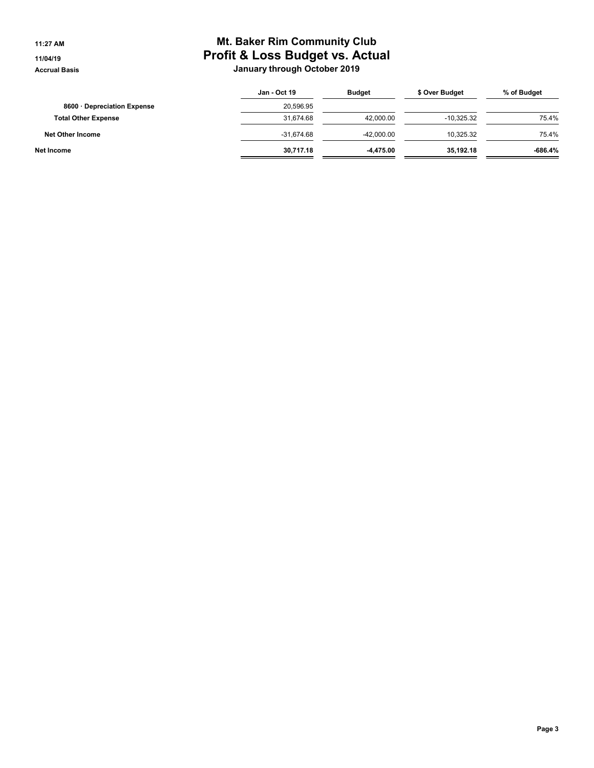# Mt. Baker Rim Community Club
## Profit & Loss Budget vs. Actual
### January through October 2019

11:27 AM
11/04/19
Accrual Basis

| | Jan - Oct 19 | Budget | $ Over Budget | % of Budget |
|---|---|---|---|---|
| 8600 · Depreciation Expense | 20,596.95 | | | |
| **Total Other Expense** | 31,674.68 | 42,000.00 | -10,325.32 | 75.4% |
| **Net Other Income** | -31,674.68 | -42,000.00 | 10,325.32 | 75.4% |
| **Net Income** | **30,717.18** | **-4,475.00** | **35,192.18** | **-686.4%** |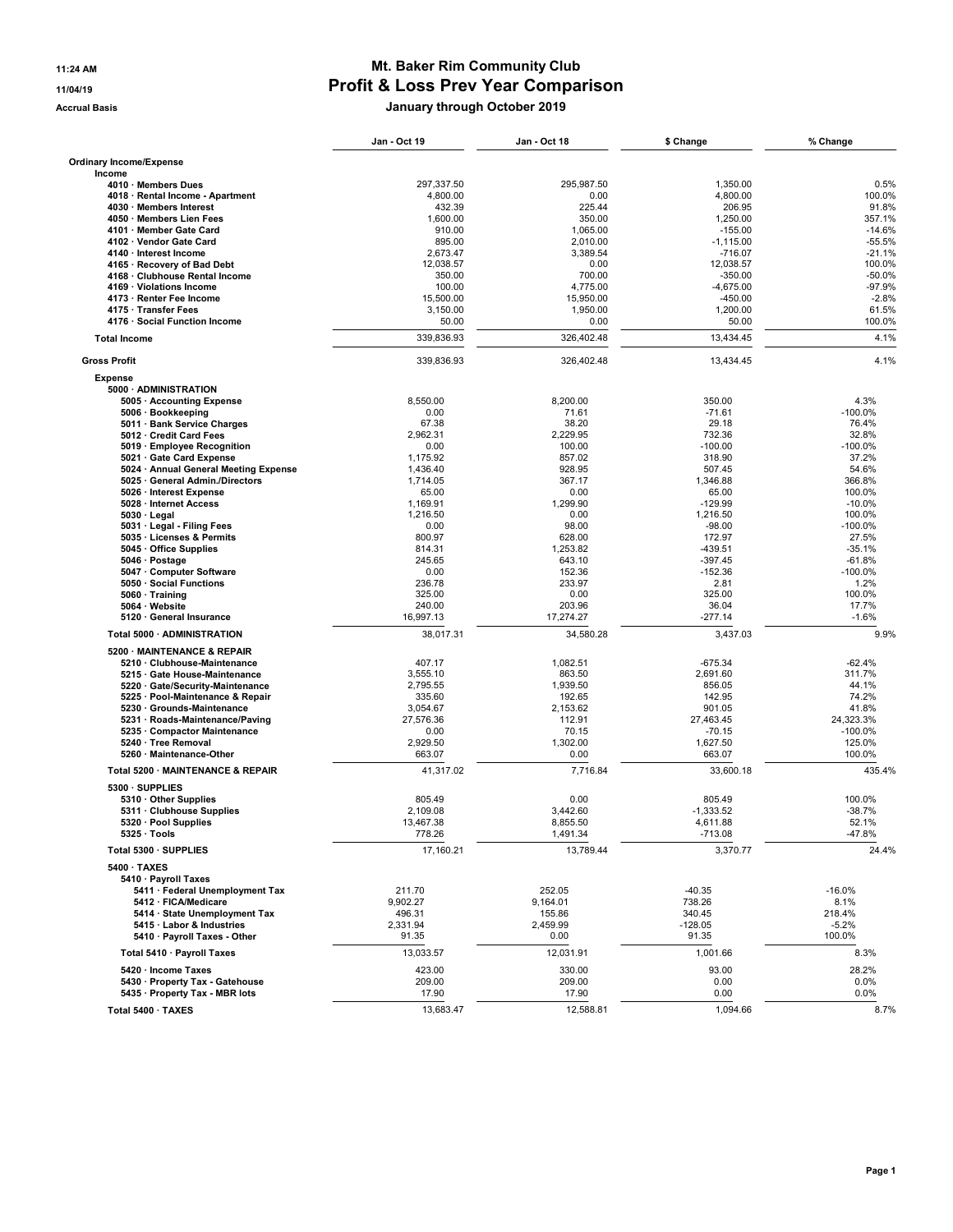11:24 AM
11/04/19
Accrual Basis

# Mt. Baker Rim Community Club
## Profit & Loss Prev Year Comparison
### January through October 2019

| | Jan - Oct 19 | Jan - Oct 18 | $ Change | % Change |
|---|---|---|---|---|
| **Ordinary Income/Expense** | | | | |
| **Income** | | | | |
| 4010 · Members Dues | 297,337.50 | 295,987.50 | 1,350.00 | 0.5% |
| 4018 · Rental Income - Apartment | 4,800.00 | 0.00 | 4,800.00 | 100.0% |
| 4030 · Members Interest | 432.39 | 225.44 | 206.95 | 91.8% |
| 4050 · Members Lien Fees | 1,600.00 | 350.00 | 1,250.00 | 357.1% |
| 4101 · Member Gate Card | 910.00 | 1,065.00 | -155.00 | -14.6% |
| 4102 · Vendor Gate Card | 895.00 | 2,010.00 | -1,115.00 | -55.5% |
| 4140 · Interest Income | 2,673.47 | 3,389.54 | -716.07 | -21.1% |
| 4165 · Recovery of Bad Debt | 12,038.57 | 0.00 | 12,038.57 | 100.0% |
| 4168 · Clubhouse Rental Income | 350.00 | 700.00 | -350.00 | -50.0% |
| 4169 · Violations Income | 100.00 | 4,775.00 | -4,675.00 | -97.9% |
| 4173 · Renter Fee Income | 15,500.00 | 15,950.00 | -450.00 | -2.8% |
| 4175 · Transfer Fees | 3,150.00 | 1,950.00 | 1,200.00 | 61.5% |
| 4176 · Social Function Income | 50.00 | 0.00 | 50.00 | 100.0% |
| **Total Income** | 339,836.93 | 326,402.48 | 13,434.45 | 4.1% |
| **Gross Profit** | 339,836.93 | 326,402.48 | 13,434.45 | 4.1% |
| **Expense** | | | | |
| **5000 · ADMINISTRATION** | | | | |
| 5005 · Accounting Expense | 8,550.00 | 8,200.00 | 350.00 | 4.3% |
| 5006 · Bookkeeping | 0.00 | 71.61 | -71.61 | -100.0% |
| 5011 · Bank Service Charges | 67.38 | 38.20 | 29.18 | 76.4% |
| 5012 · Credit Card Fees | 2,962.31 | 2,229.95 | 732.36 | 32.8% |
| 5019 · Employee Recognition | 0.00 | 100.00 | -100.00 | -100.0% |
| 5021 · Gate Card Expense | 1,175.92 | 857.02 | 318.90 | 37.2% |
| 5024 · Annual General Meeting Expense | 1,436.40 | 928.95 | 507.45 | 54.6% |
| 5025 · General Admin./Directors | 1,714.05 | 367.17 | 1,346.88 | 366.8% |
| 5026 · Interest Expense | 65.00 | 0.00 | 65.00 | 100.0% |
| 5028 · Internet Access | 1,169.91 | 1,299.90 | -129.99 | -10.0% |
| 5030 · Legal | 1,216.50 | 0.00 | 1,216.50 | 100.0% |
| 5031 · Legal - Filing Fees | 0.00 | 98.00 | -98.00 | -100.0% |
| 5035 · Licenses & Permits | 800.97 | 628.00 | 172.97 | 27.5% |
| 5045 · Office Supplies | 814.31 | 1,253.82 | -439.51 | -35.1% |
| 5046 · Postage | 245.65 | 643.10 | -397.45 | -61.8% |
| 5047 · Computer Software | 0.00 | 152.36 | -152.36 | -100.0% |
| 5050 · Social Functions | 236.78 | 233.97 | 2.81 | 1.2% |
| 5060 · Training | 325.00 | 0.00 | 325.00 | 100.0% |
| 5064 · Website | 240.00 | 203.96 | 36.04 | 17.7% |
| 5120 · General Insurance | 16,997.13 | 17,274.27 | -277.14 | -1.6% |
| **Total 5000 · ADMINISTRATION** | 38,017.31 | 34,580.28 | 3,437.03 | 9.9% |
| **5200 · MAINTENANCE & REPAIR** | | | | |
| 5210 · Clubhouse-Maintenance | 407.17 | 1,082.51 | -675.34 | -62.4% |
| 5215 · Gate House-Maintenance | 3,555.10 | 863.50 | 2,691.60 | 311.7% |
| 5220 · Gate/Security-Maintenance | 2,795.55 | 1,939.50 | 856.05 | 44.1% |
| 5225 · Pool-Maintenance & Repair | 335.60 | 192.65 | 142.95 | 74.2% |
| 5230 · Grounds-Maintenance | 3,054.67 | 2,153.62 | 901.05 | 41.8% |
| 5231 · Roads-Maintenance/Paving | 27,576.36 | 112.91 | 27,463.45 | 24,323.3% |
| 5235 · Compactor Maintenance | 0.00 | 70.15 | -70.15 | -100.0% |
| 5240 · Tree Removal | 2,929.50 | 1,302.00 | 1,627.50 | 125.0% |
| 5260 · Maintenance-Other | 663.07 | 0.00 | 663.07 | 100.0% |
| **Total 5200 · MAINTENANCE & REPAIR** | 41,317.02 | 7,716.84 | 33,600.18 | 435.4% |
| **5300 · SUPPLIES** | | | | |
| 5310 · Other Supplies | 805.49 | 0.00 | 805.49 | 100.0% |
| 5311 · Clubhouse Supplies | 2,109.08 | 3,442.60 | -1,333.52 | -38.7% |
| 5320 · Pool Supplies | 13,467.38 | 8,855.50 | 4,611.88 | 52.1% |
| 5325 · Tools | 778.26 | 1,491.34 | -713.08 | -47.8% |
| **Total 5300 · SUPPLIES** | 17,160.21 | 13,789.44 | 3,370.77 | 24.4% |
| **5400 · TAXES** | | | | |
| **5410 · Payroll Taxes** | | | | |
| 5411 · Federal Unemployment Tax | 211.70 | 252.05 | -40.35 | -16.0% |
| 5412 · FICA/Medicare | 9,902.27 | 9,164.01 | 738.26 | 8.1% |
| 5414 · State Unemployment Tax | 496.31 | 155.86 | 340.45 | 218.4% |
| 5415 · Labor & Industries | 2,331.94 | 2,459.99 | -128.05 | -5.2% |
| 5410 · Payroll Taxes - Other | 91.35 | 0.00 | 91.35 | 100.0% |
| **Total 5410 · Payroll Taxes** | 13,033.57 | 12,031.91 | 1,001.66 | 8.3% |
| 5420 · Income Taxes | 423.00 | 330.00 | 93.00 | 28.2% |
| 5430 · Property Tax - Gatehouse | 209.00 | 209.00 | 0.00 | 0.0% |
| 5435 · Property Tax - MBR lots | 17.90 | 17.90 | 0.00 | 0.0% |
| **Total 5400 · TAXES** | 13,683.47 | 12,588.81 | 1,094.66 | 8.7% |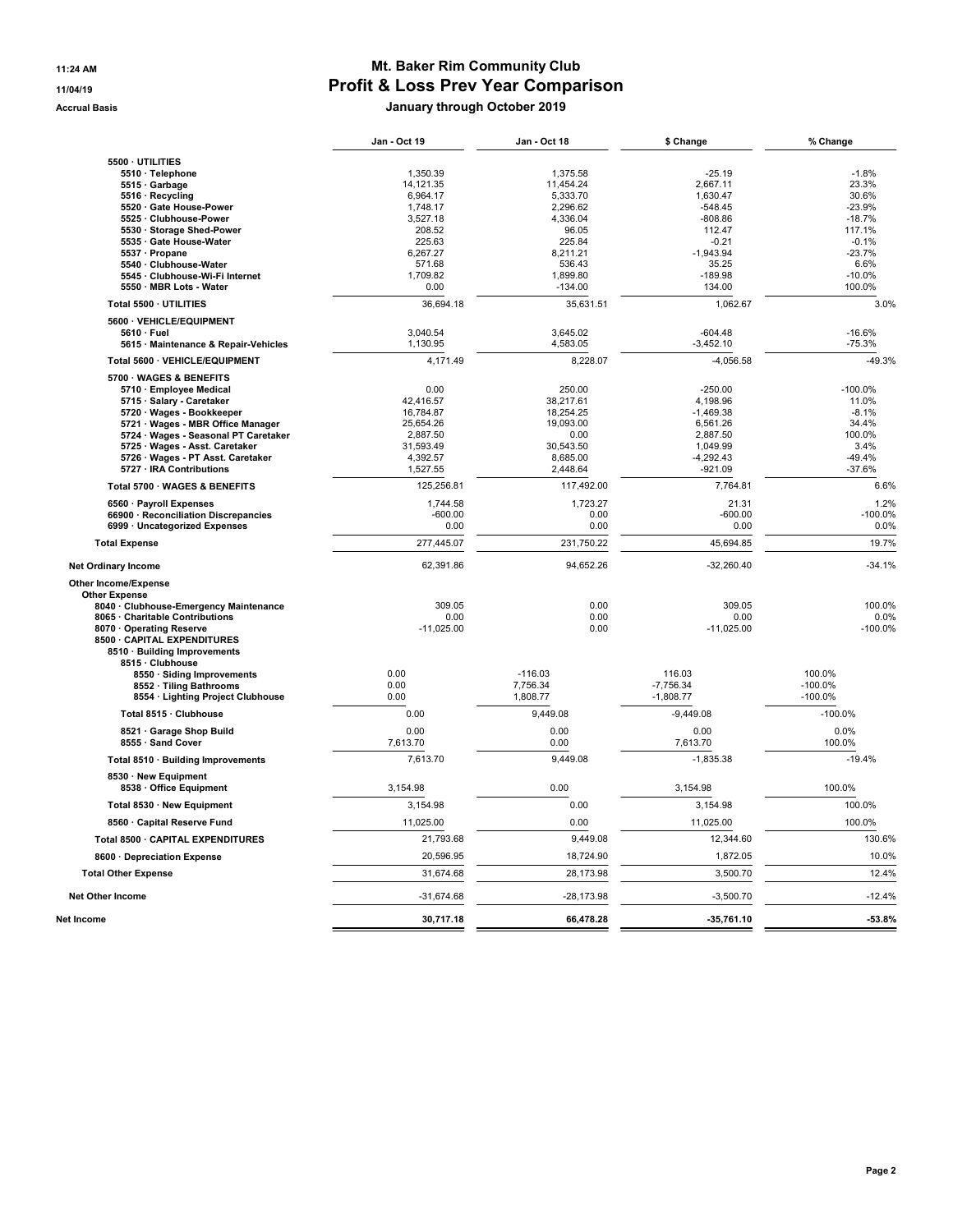# Mt. Baker Rim Community Club

## Profit & Loss Prev Year Comparison

11:24 AM
11/04/19
Accrual Basis

**January through October 2019**

| | Jan - Oct 19 | Jan - Oct 18 | $ Change | % Change |
|---|---|---|---|---|
| **5500 · UTILITIES** | | | | |
| 5510 · Telephone | 1,350.39 | 1,375.58 | -25.19 | -1.8% |
| 5515 · Garbage | 14,121.35 | 11,454.24 | 2,667.11 | 23.3% |
| 5516 · Recycling | 6,964.17 | 5,333.70 | 1,630.47 | 30.6% |
| 5520 · Gate House-Power | 1,748.17 | 2,296.62 | -548.45 | -23.9% |
| 5525 · Clubhouse-Power | 3,527.18 | 4,336.04 | -808.86 | -18.7% |
| 5530 · Storage Shed-Power | 208.52 | 96.05 | 112.47 | 117.1% |
| 5535 · Gate House-Water | 225.63 | 225.84 | -0.21 | -0.1% |
| 5537 · Propane | 6,267.27 | 8,211.21 | -1,943.94 | -23.7% |
| 5540 · Clubhouse-Water | 571.68 | 536.43 | 35.25 | 6.6% |
| 5545 · Clubhouse-Wi-Fi Internet | 1,709.82 | 1,899.80 | -189.98 | -10.0% |
| 5550 · MBR Lots - Water | 0.00 | -134.00 | 134.00 | 100.0% |
| **Total 5500 · UTILITIES** | 36,694.18 | 35,631.51 | 1,062.67 | 3.0% |
| **5600 · VEHICLE/EQUIPMENT** | | | | |
| 5610 · Fuel | 3,040.54 | 3,645.02 | -604.48 | -16.6% |
| 5615 · Maintenance & Repair-Vehicles | 1,130.95 | 4,583.05 | -3,452.10 | -75.3% |
| **Total 5600 · VEHICLE/EQUIPMENT** | 4,171.49 | 8,228.07 | -4,056.58 | -49.3% |
| **5700 · WAGES & BENEFITS** | | | | |
| 5710 · Employee Medical | 0.00 | 250.00 | -250.00 | -100.0% |
| 5715 · Salary - Caretaker | 42,416.57 | 38,217.61 | 4,198.96 | 11.0% |
| 5720 · Wages - Bookkeeper | 16,784.87 | 18,254.25 | -1,469.38 | -8.1% |
| 5721 · Wages - MBR Office Manager | 25,654.26 | 19,093.00 | 6,561.26 | 34.4% |
| 5724 · Wages - Seasonal PT Caretaker | 2,887.50 | 0.00 | 2,887.50 | 100.0% |
| 5725 · Wages - Asst. Caretaker | 31,593.49 | 30,543.50 | 1,049.99 | 3.4% |
| 5726 · Wages - PT Asst. Caretaker | 4,392.57 | 8,685.00 | -4,292.43 | -49.4% |
| 5727 · IRA Contributions | 1,527.55 | 2,448.64 | -921.09 | -37.6% |
| **Total 5700 · WAGES & BENEFITS** | 125,256.81 | 117,492.00 | 7,764.81 | 6.6% |
| 6560 · Payroll Expenses | 1,744.58 | 1,723.27 | 21.31 | 1.2% |
| 66900 · Reconciliation Discrepancies | -600.00 | 0.00 | -600.00 | -100.0% |
| 6999 · Uncategorized Expenses | 0.00 | 0.00 | 0.00 | 0.0% |
| **Total Expense** | 277,445.07 | 231,750.22 | 45,694.85 | 19.7% |
| **Net Ordinary Income** | 62,391.86 | 94,652.26 | -32,260.40 | -34.1% |
| **Other Income/Expense** | | | | |
| **Other Expense** | | | | |
| 8040 · Clubhouse-Emergency Maintenance | 309.05 | 0.00 | 309.05 | 100.0% |
| 8065 · Charitable Contributions | 0.00 | 0.00 | 0.00 | 0.0% |
| 8070 · Operating Reserve | -11,025.00 | 0.00 | -11,025.00 | -100.0% |
| **8500 · CAPITAL EXPENDITURES** | | | | |
| **8510 · Building Improvements** | | | | |
| **8515 · Clubhouse** | | | | |
| 8550 · Siding Improvements | 0.00 | -116.03 | 116.03 | 100.0% |
| 8552 · Tiling Bathrooms | 0.00 | 7,756.34 | -7,756.34 | -100.0% |
| 8554 · Lighting Project Clubhouse | 0.00 | 1,808.77 | -1,808.77 | -100.0% |
| **Total 8515 · Clubhouse** | 0.00 | 9,449.08 | -9,449.08 | -100.0% |
| 8521 · Garage Shop Build | 0.00 | 0.00 | 0.00 | 0.0% |
| 8555 · Sand Cover | 7,613.70 | 0.00 | 7,613.70 | 100.0% |
| **Total 8510 · Building Improvements** | 7,613.70 | 9,449.08 | -1,835.38 | -19.4% |
| **8530 · New Equipment** | | | | |
| 8538 · Office Equipment | 3,154.98 | 0.00 | 3,154.98 | 100.0% |
| **Total 8530 · New Equipment** | 3,154.98 | 0.00 | 3,154.98 | 100.0% |
| 8560 · Capital Reserve Fund | 11,025.00 | 0.00 | 11,025.00 | 100.0% |
| **Total 8500 · CAPITAL EXPENDITURES** | 21,793.68 | 9,449.08 | 12,344.60 | 130.6% |
| 8600 · Depreciation Expense | 20,596.95 | 18,724.90 | 1,872.05 | 10.0% |
| **Total Other Expense** | 31,674.68 | 28,173.98 | 3,500.70 | 12.4% |
| **Net Other Income** | -31,674.68 | -28,173.98 | -3,500.70 | -12.4% |
| **Net Income** | **30,717.18** | **66,478.28** | **-35,761.10** | **-53.8%** |